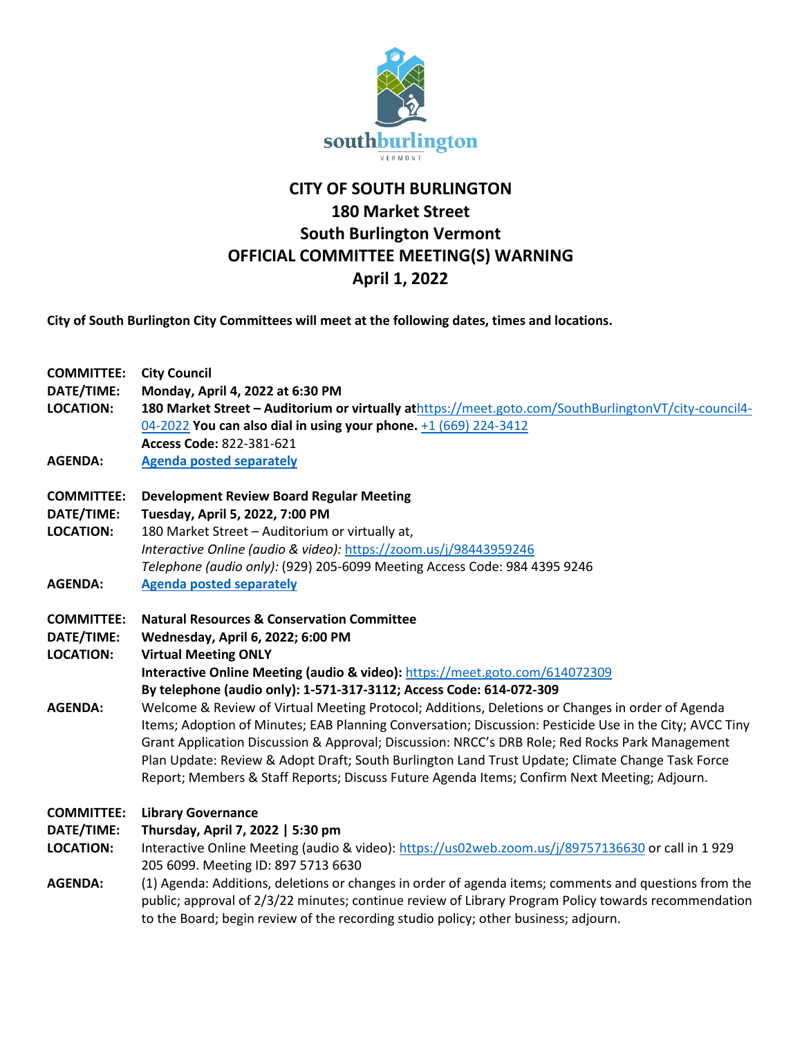# CITY OF SOUTH BURLINGTON
## 180 Market Street
## South Burlington Vermont
## OFFICIAL COMMITTEE MEETING(S) WARNING
## April 1, 2022

**City of South Burlington City Committees will meet at the following dates, times and locations.**

**COMMITTEE:** **City Council**
**DATE/TIME:** **Monday, April 4, 2022 at 6:30 PM**
**LOCATION:** **180 Market Street – Auditorium or virtually at**https://meet.goto.com/SouthBurlingtonVT/city-council4-04-2022 **You can also dial in using your phone.** +1 (669) 224-3412
**Access Code:** 822-381-621
**AGENDA:** **Agenda posted separately**

**COMMITTEE:** **Development Review Board Regular Meeting**
**DATE/TIME:** **Tuesday, April 5, 2022, 7:00 PM**
**LOCATION:** 180 Market Street – Auditorium or virtually at,
*Interactive Online (audio & video):* https://zoom.us/j/98443959246
*Telephone (audio only):* (929) 205-6099 Meeting Access Code: 984 4395 9246
**AGENDA:** **Agenda posted separately**

**COMMITTEE:** **Natural Resources & Conservation Committee**
**DATE/TIME:** **Wednesday, April 6, 2022; 6:00 PM**
**LOCATION:** **Virtual Meeting ONLY**
**Interactive Online Meeting (audio & video):** https://meet.goto.com/614072309
**By telephone (audio only): 1-571-317-3112; Access Code: 614-072-309**
**AGENDA:** Welcome & Review of Virtual Meeting Protocol; Additions, Deletions or Changes in order of Agenda Items; Adoption of Minutes; EAB Planning Conversation; Discussion: Pesticide Use in the City; AVCC Tiny Grant Application Discussion & Approval; Discussion: NRCC's DRB Role; Red Rocks Park Management Plan Update: Review & Adopt Draft; South Burlington Land Trust Update; Climate Change Task Force Report; Members & Staff Reports; Discuss Future Agenda Items; Confirm Next Meeting; Adjourn.

**COMMITTEE:** **Library Governance**
**DATE/TIME:** **Thursday, April 7, 2022 | 5:30 pm**
**LOCATION:** Interactive Online Meeting (audio & video): https://us02web.zoom.us/j/89757136630 or call in 1 929 205 6099. Meeting ID: 897 5713 6630
**AGENDA:** (1) Agenda: Additions, deletions or changes in order of agenda items; comments and questions from the public; approval of 2/3/22 minutes; continue review of Library Program Policy towards recommendation to the Board; begin review of the recording studio policy; other business; adjourn.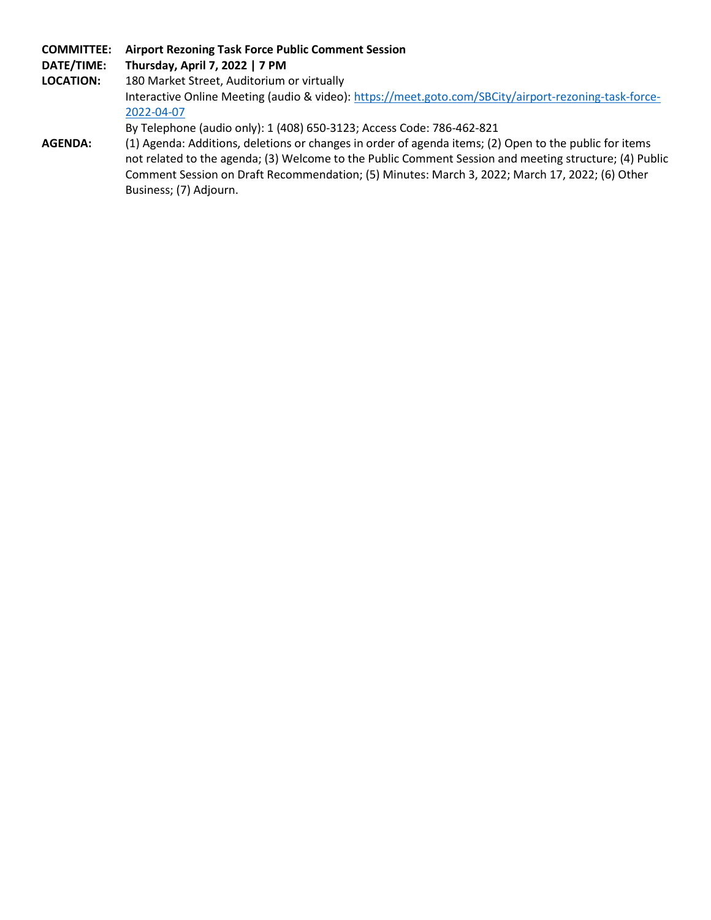**COMMITTEE:** **Airport Rezoning Task Force Public Comment Session**

**DATE/TIME:** **Thursday, April 7, 2022 | 7 PM**

**LOCATION:** 180 Market Street, Auditorium or virtually
Interactive Online Meeting (audio & video): [https://meet.goto.com/SBCity/airport-rezoning-task-force-2022-04-07](https://meet.goto.com/SBCity/airport-rezoning-task-force-2022-04-07)
By Telephone (audio only): 1 (408) 650-3123; Access Code: 786-462-821

**AGENDA:** (1) Agenda: Additions, deletions or changes in order of agenda items; (2) Open to the public for items not related to the agenda; (3) Welcome to the Public Comment Session and meeting structure; (4) Public Comment Session on Draft Recommendation; (5) Minutes: March 3, 2022; March 17, 2022; (6) Other Business; (7) Adjourn.